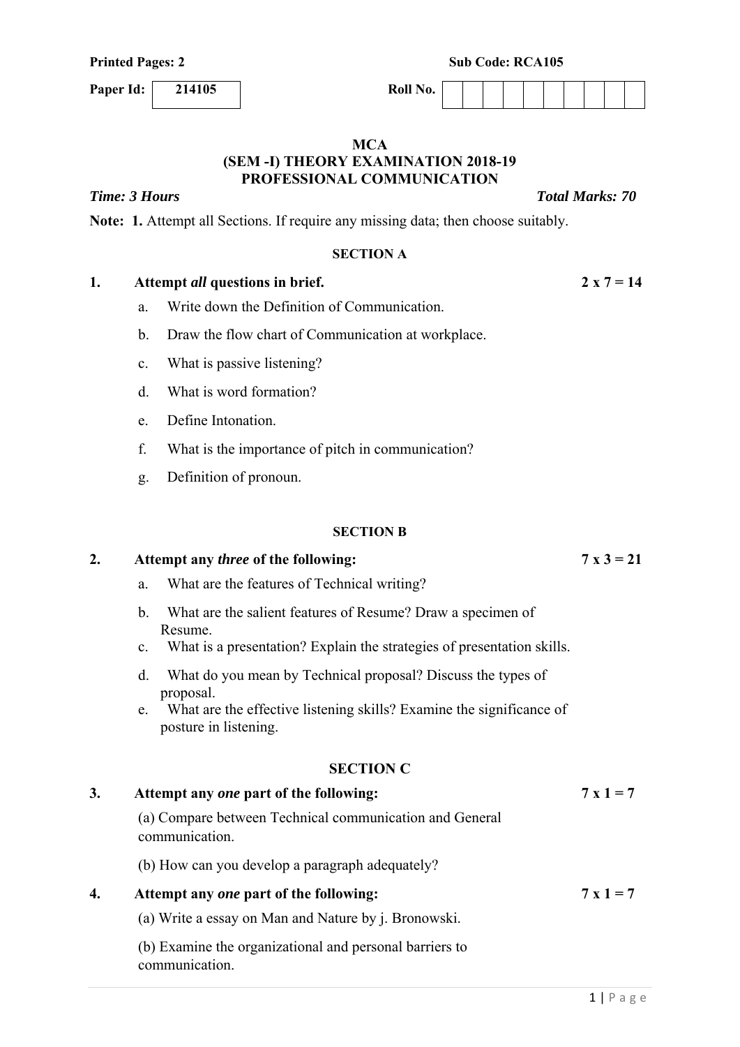**Printed Pages: 2** **Sub Code: RCA105**

**Paper Id:** 214105 **Roll No.**

# MCA
## (SEM -I) THEORY EXAMINATION 2018-19
## PROFESSIONAL COMMUNICATION

***Time: 3 Hours*** ***Total Marks: 70***

**Note: 1.** Attempt all Sections. If require any missing data; then choose suitably.

### SECTION A

**1. Attempt *all* questions in brief.** **2 x 7 = 14**

a. Write down the Definition of Communication.

b. Draw the flow chart of Communication at workplace.

c. What is passive listening?

d. What is word formation?

e. Define Intonation.

f. What is the importance of pitch in communication?

g. Definition of pronoun.

### SECTION B

**2. Attempt any *three* of the following:** **7 x 3 = 21**

a. What are the features of Technical writing?

b. What are the salient features of Resume? Draw a specimen of Resume.

c. What is a presentation? Explain the strategies of presentation skills.

d. What do you mean by Technical proposal? Discuss the types of proposal.

e. What are the effective listening skills? Examine the significance of posture in listening.

### SECTION C

**3. Attempt any *one* part of the following:** **7 x 1 = 7**

(a) Compare between Technical communication and General communication.

(b) How can you develop a paragraph adequately?

**4. Attempt any *one* part of the following:** **7 x 1 = 7**

(a) Write a essay on Man and Nature by j. Bronowski.

(b) Examine the organizational and personal barriers to communication.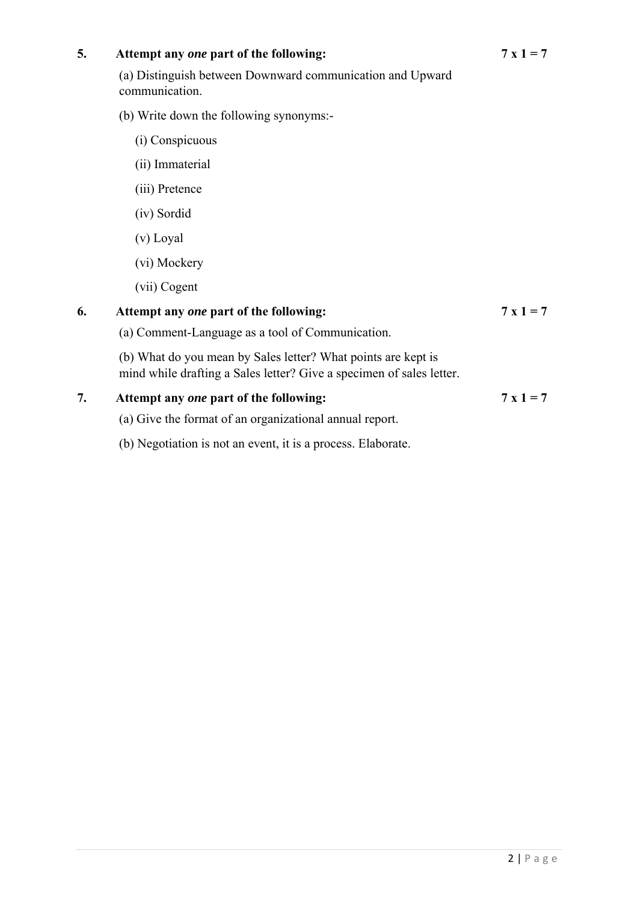**5.** **Attempt any *one* part of the following:** **7 x 1 = 7**

(a) Distinguish between Downward communication and Upward communication.

(b) Write down the following synonyms:-

(i) Conspicuous

(ii) Immaterial

(iii) Pretence

(iv) Sordid

(v) Loyal

(vi) Mockery

(vii) Cogent

**6.** **Attempt any *one* part of the following:** **7 x 1 = 7**

(a) Comment-Language as a tool of Communication.

(b) What do you mean by Sales letter? What points are kept is mind while drafting a Sales letter? Give a specimen of sales letter.

**7.** **Attempt any *one* part of the following:** **7 x 1 = 7**

(a) Give the format of an organizational annual report.

(b) Negotiation is not an event, it is a process. Elaborate.